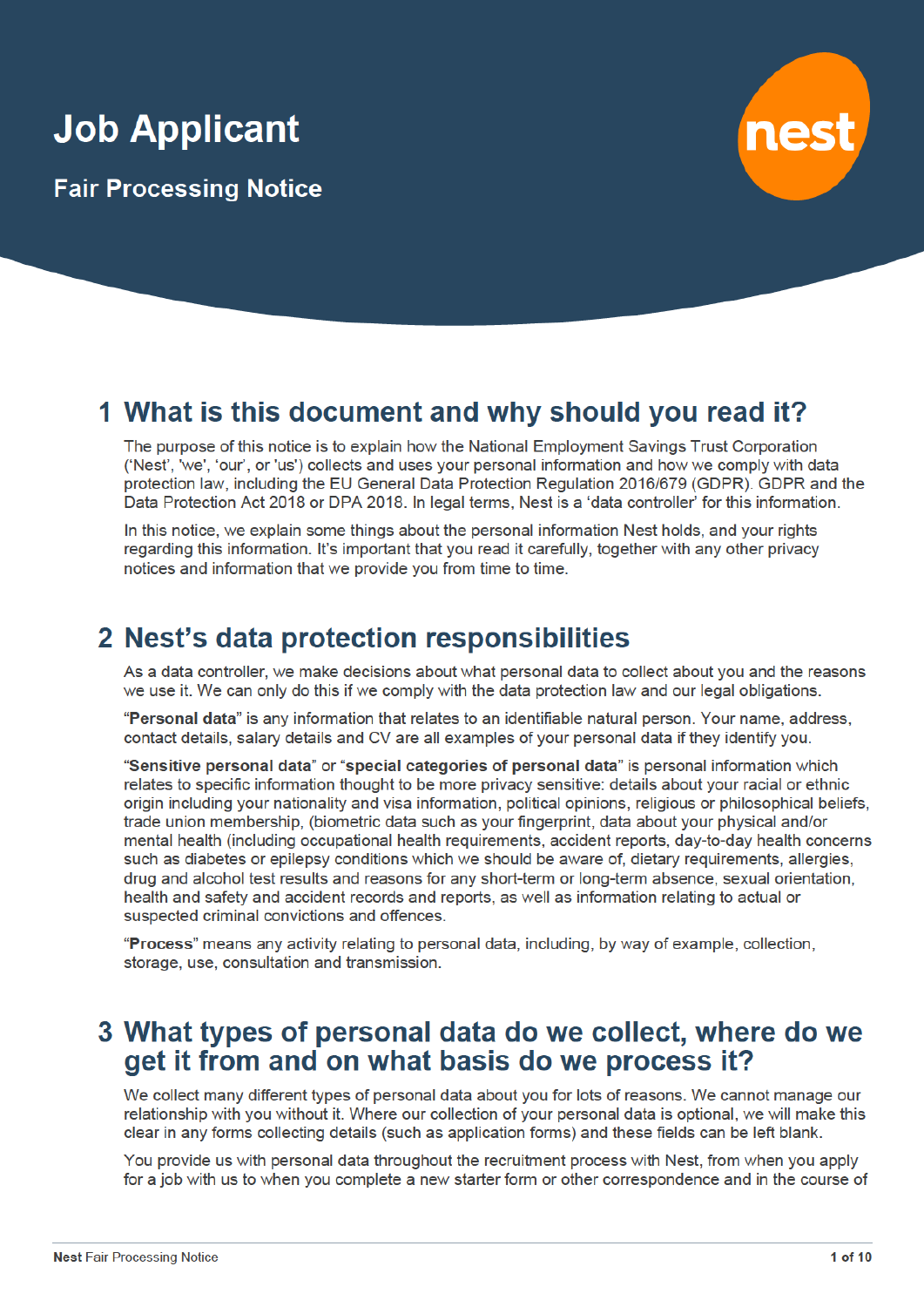# Job Applicant

## Fair Processing Notice

nest

## 1 What is this document and why should you read it?

The purpose of this notice is to explain how the National Employment Savings Trust Corporation ('Nest', 'we', 'our', or 'us') collects and uses your personal information and how we comply with data protection law, including the EU General Data Protection Regulation 2016/679 (GDPR). GDPR and the Data Protection Act 2018 or DPA 2018. In legal terms, Nest is a 'data controller' for this information.

In this notice, we explain some things about the personal information Nest holds, and your rights regarding this information. It's important that you read it carefully, together with any other privacy notices and information that we provide you from time to time.

## 2 Nest's data protection responsibilities

As a data controller, we make decisions about what personal data to collect about you and the reasons we use it. We can only do this if we comply with the data protection law and our legal obligations.

"**Personal data**" is any information that relates to an identifiable natural person. Your name, address, contact details, salary details and CV are all examples of your personal data if they identify you.

"**Sensitive personal data**" or "**special categories of personal data**" is personal information which relates to specific information thought to be more privacy sensitive: details about your racial or ethnic origin including your nationality and visa information, political opinions, religious or philosophical beliefs, trade union membership, (biometric data such as your fingerprint, data about your physical and/or mental health (including occupational health requirements, accident reports, day-to-day health concerns such as diabetes or epilepsy conditions which we should be aware of, dietary requirements, allergies, drug and alcohol test results and reasons for any short-term or long-term absence, sexual orientation, health and safety and accident records and reports, as well as information relating to actual or suspected criminal convictions and offences.

"**Process**" means any activity relating to personal data, including, by way of example, collection, storage, use, consultation and transmission.

## 3 What types of personal data do we collect, where do we get it from and on what basis do we process it?

We collect many different types of personal data about you for lots of reasons. We cannot manage our relationship with you without it. Where our collection of your personal data is optional, we will make this clear in any forms collecting details (such as application forms) and these fields can be left blank.

You provide us with personal data throughout the recruitment process with Nest, from when you apply for a job with us to when you complete a new starter form or other correspondence and in the course of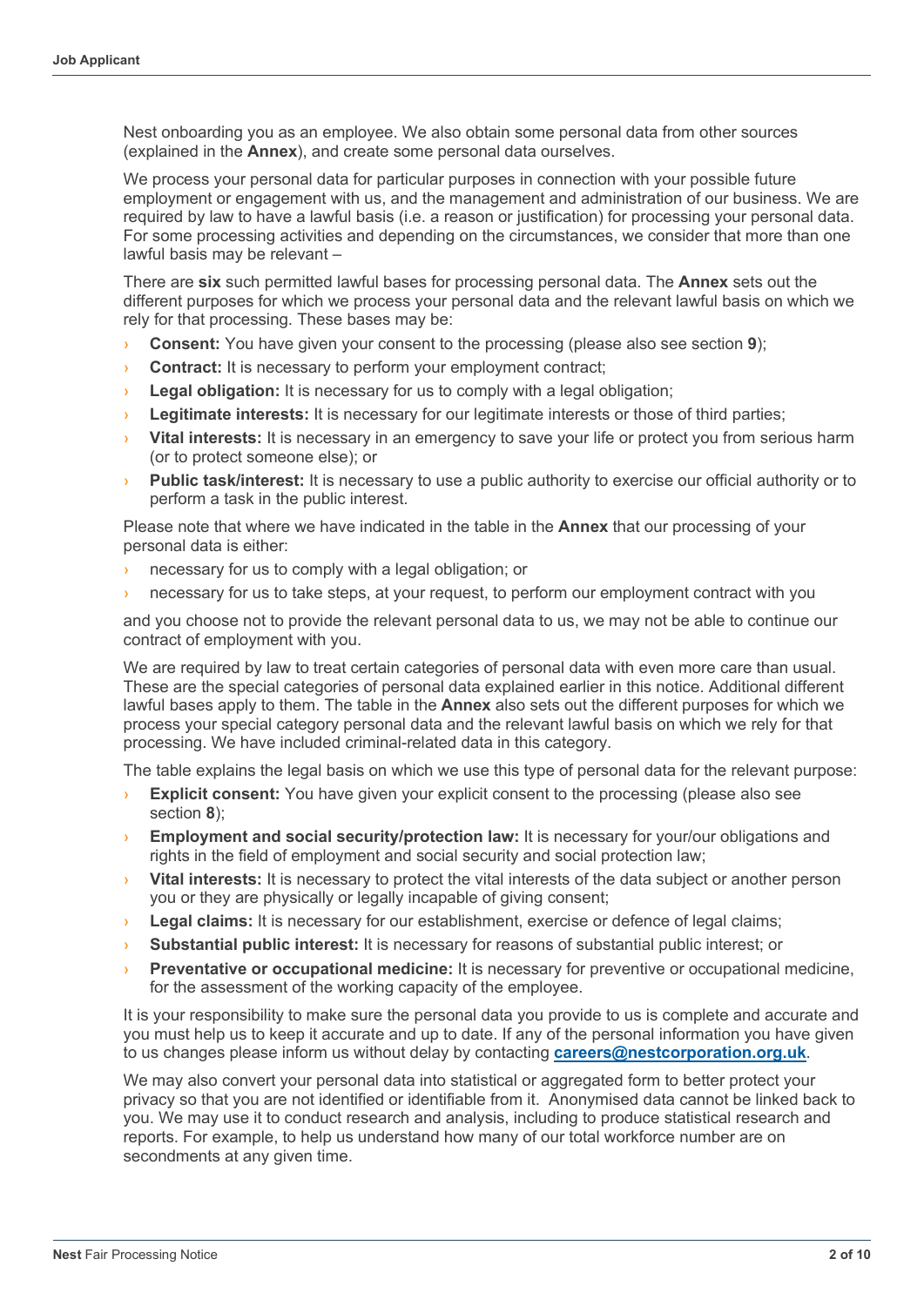Nest onboarding you as an employee. We also obtain some personal data from other sources (explained in the **Annex**), and create some personal data ourselves.

We process your personal data for particular purposes in connection with your possible future employment or engagement with us, and the management and administration of our business. We are required by law to have a lawful basis (i.e. a reason or justification) for processing your personal data. For some processing activities and depending on the circumstances, we consider that more than one lawful basis may be relevant –

There are **six** such permitted lawful bases for processing personal data. The **Annex** sets out the different purposes for which we process your personal data and the relevant lawful basis on which we rely for that processing. These bases may be:

- **Consent:** You have given your consent to the processing (please also see section **9**);
- **Contract:** It is necessary to perform your employment contract;
- **Legal obligation:** It is necessary for us to comply with a legal obligation;
- **Legitimate interests:** It is necessary for our legitimate interests or those of third parties;
- **Vital interests:** It is necessary in an emergency to save your life or protect you from serious harm (or to protect someone else); or
- **Public task/interest:** It is necessary to use a public authority to exercise our official authority or to perform a task in the public interest.

Please note that where we have indicated in the table in the **Annex** that our processing of your personal data is either:

- necessary for us to comply with a legal obligation; or
- necessary for us to take steps, at your request, to perform our employment contract with you

and you choose not to provide the relevant personal data to us, we may not be able to continue our contract of employment with you.

We are required by law to treat certain categories of personal data with even more care than usual. These are the special categories of personal data explained earlier in this notice. Additional different lawful bases apply to them. The table in the **Annex** also sets out the different purposes for which we process your special category personal data and the relevant lawful basis on which we rely for that processing. We have included criminal-related data in this category.

The table explains the legal basis on which we use this type of personal data for the relevant purpose:

- **Explicit consent:** You have given your explicit consent to the processing (please also see section **8**);
- **Employment and social security/protection law:** It is necessary for your/our obligations and rights in the field of employment and social security and social protection law;
- **Vital interests:** It is necessary to protect the vital interests of the data subject or another person you or they are physically or legally incapable of giving consent;
- **Legal claims:** It is necessary for our establishment, exercise or defence of legal claims;
- **Substantial public interest:** It is necessary for reasons of substantial public interest; or
- **Preventative or occupational medicine:** It is necessary for preventive or occupational medicine, for the assessment of the working capacity of the employee.

It is your responsibility to make sure the personal data you provide to us is complete and accurate and you must help us to keep it accurate and up to date. If any of the personal information you have given to us changes please inform us without delay by contacting **careers@nestcorporation.org.uk**.

We may also convert your personal data into statistical or aggregated form to better protect your privacy so that you are not identified or identifiable from it. Anonymised data cannot be linked back to you. We may use it to conduct research and analysis, including to produce statistical research and reports. For example, to help us understand how many of our total workforce number are on secondments at any given time.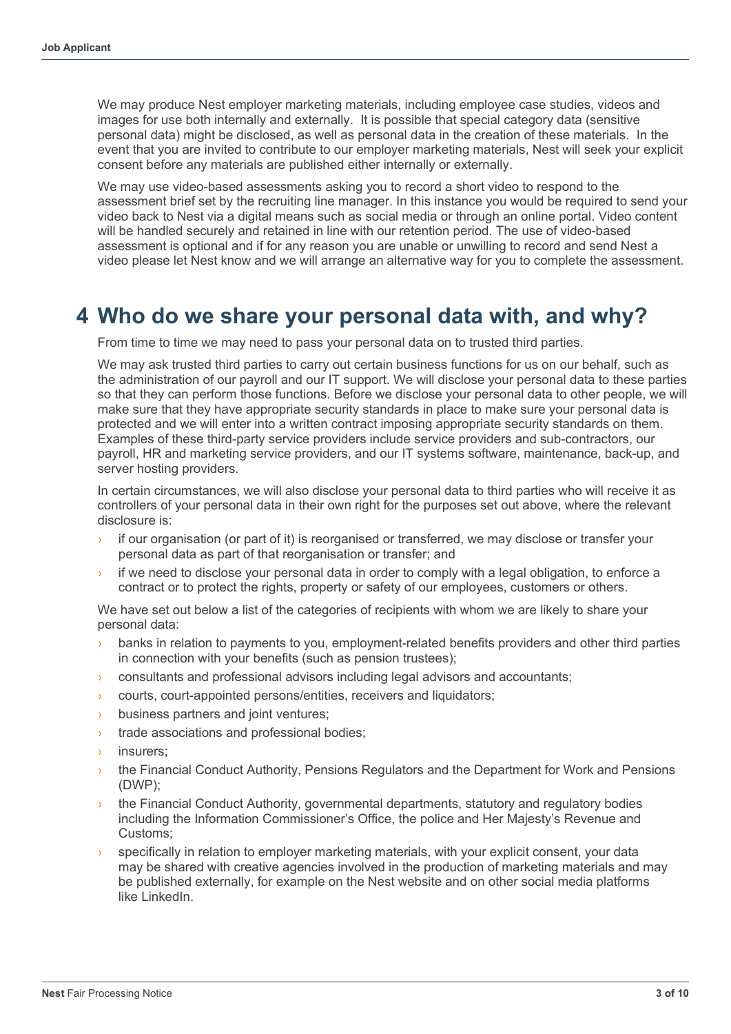We may produce Nest employer marketing materials, including employee case studies, videos and images for use both internally and externally. It is possible that special category data (sensitive personal data) might be disclosed, as well as personal data in the creation of these materials. In the event that you are invited to contribute to our employer marketing materials, Nest will seek your explicit consent before any materials are published either internally or externally.

We may use video-based assessments asking you to record a short video to respond to the assessment brief set by the recruiting line manager. In this instance you would be required to send your video back to Nest via a digital means such as social media or through an online portal. Video content will be handled securely and retained in line with our retention period. The use of video-based assessment is optional and if for any reason you are unable or unwilling to record and send Nest a video please let Nest know and we will arrange an alternative way for you to complete the assessment.

# 4 Who do we share your personal data with, and why?

From time to time we may need to pass your personal data on to trusted third parties.

We may ask trusted third parties to carry out certain business functions for us on our behalf, such as the administration of our payroll and our IT support. We will disclose your personal data to these parties so that they can perform those functions. Before we disclose your personal data to other people, we will make sure that they have appropriate security standards in place to make sure your personal data is protected and we will enter into a written contract imposing appropriate security standards on them. Examples of these third-party service providers include service providers and sub-contractors, our payroll, HR and marketing service providers, and our IT systems software, maintenance, back-up, and server hosting providers.

In certain circumstances, we will also disclose your personal data to third parties who will receive it as controllers of your personal data in their own right for the purposes set out above, where the relevant disclosure is:

- if our organisation (or part of it) is reorganised or transferred, we may disclose or transfer your personal data as part of that reorganisation or transfer; and
- if we need to disclose your personal data in order to comply with a legal obligation, to enforce a contract or to protect the rights, property or safety of our employees, customers or others.

We have set out below a list of the categories of recipients with whom we are likely to share your personal data:

- banks in relation to payments to you, employment-related benefits providers and other third parties in connection with your benefits (such as pension trustees);
- consultants and professional advisors including legal advisors and accountants;
- courts, court-appointed persons/entities, receivers and liquidators;
- business partners and joint ventures;
- trade associations and professional bodies;
- insurers;
- the Financial Conduct Authority, Pensions Regulators and the Department for Work and Pensions (DWP);
- the Financial Conduct Authority, governmental departments, statutory and regulatory bodies including the Information Commissioner's Office, the police and Her Majesty's Revenue and Customs;
- specifically in relation to employer marketing materials, with your explicit consent, your data may be shared with creative agencies involved in the production of marketing materials and may be published externally, for example on the Nest website and on other social media platforms like LinkedIn.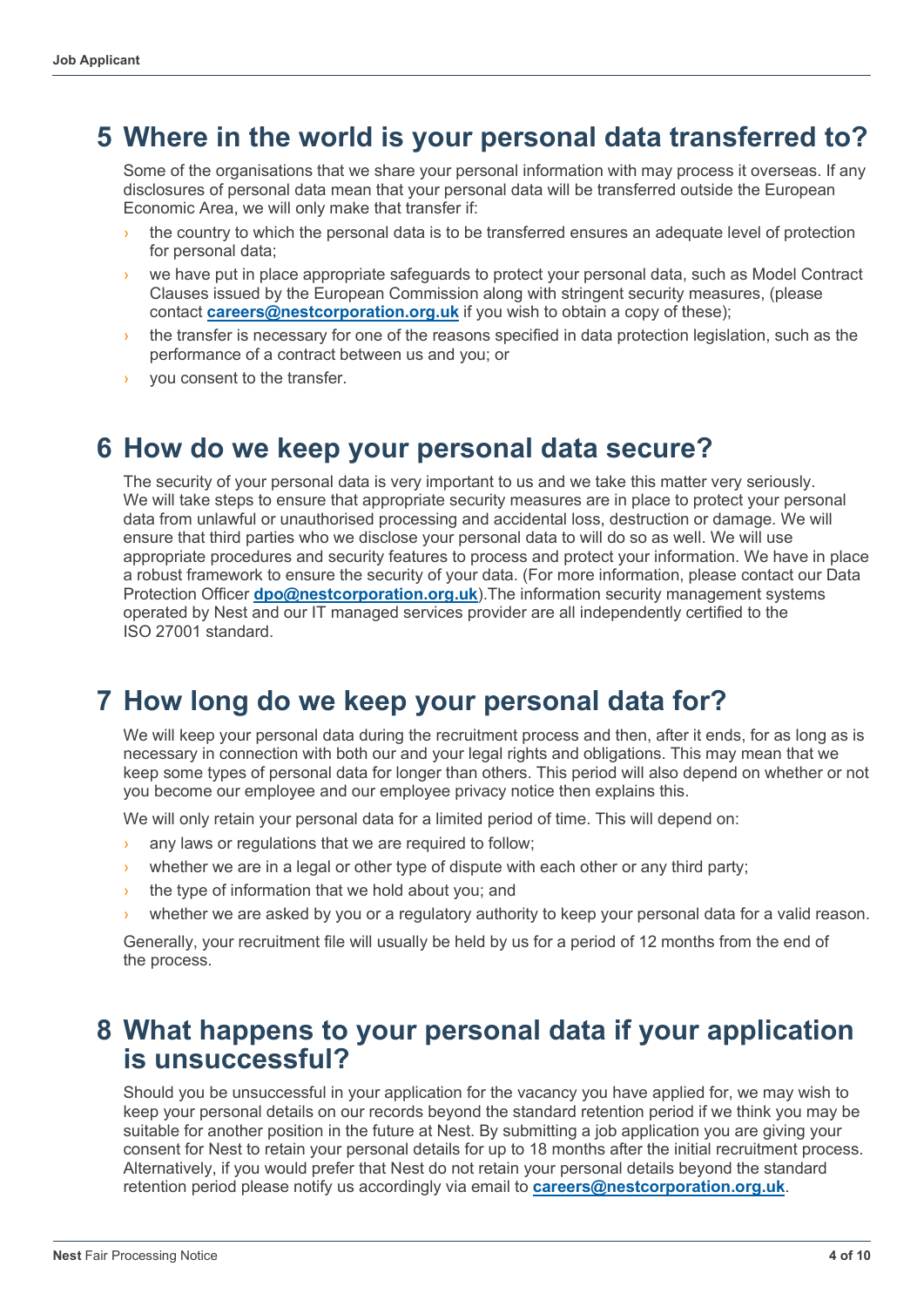## 5 Where in the world is your personal data transferred to?

Some of the organisations that we share your personal information with may process it overseas. If any disclosures of personal data mean that your personal data will be transferred outside the European Economic Area, we will only make that transfer if:

- the country to which the personal data is to be transferred ensures an adequate level of protection for personal data;
- we have put in place appropriate safeguards to protect your personal data, such as Model Contract Clauses issued by the European Commission along with stringent security measures, (please contact **careers@nestcorporation.org.uk** if you wish to obtain a copy of these);
- the transfer is necessary for one of the reasons specified in data protection legislation, such as the performance of a contract between us and you; or
- you consent to the transfer.

## 6 How do we keep your personal data secure?

The security of your personal data is very important to us and we take this matter very seriously. We will take steps to ensure that appropriate security measures are in place to protect your personal data from unlawful or unauthorised processing and accidental loss, destruction or damage. We will ensure that third parties who we disclose your personal data to will do so as well. We will use appropriate procedures and security features to process and protect your information. We have in place a robust framework to ensure the security of your data. (For more information, please contact our Data Protection Officer **dpo@nestcorporation.org.uk**).The information security management systems operated by Nest and our IT managed services provider are all independently certified to the ISO 27001 standard.

## 7 How long do we keep your personal data for?

We will keep your personal data during the recruitment process and then, after it ends, for as long as is necessary in connection with both our and your legal rights and obligations. This may mean that we keep some types of personal data for longer than others. This period will also depend on whether or not you become our employee and our employee privacy notice then explains this.

We will only retain your personal data for a limited period of time. This will depend on:

- any laws or regulations that we are required to follow;
- whether we are in a legal or other type of dispute with each other or any third party;
- the type of information that we hold about you; and
- whether we are asked by you or a regulatory authority to keep your personal data for a valid reason.

Generally, your recruitment file will usually be held by us for a period of 12 months from the end of the process.

## 8 What happens to your personal data if your application is unsuccessful?

Should you be unsuccessful in your application for the vacancy you have applied for, we may wish to keep your personal details on our records beyond the standard retention period if we think you may be suitable for another position in the future at Nest. By submitting a job application you are giving your consent for Nest to retain your personal details for up to 18 months after the initial recruitment process. Alternatively, if you would prefer that Nest do not retain your personal details beyond the standard retention period please notify us accordingly via email to **careers@nestcorporation.org.uk**.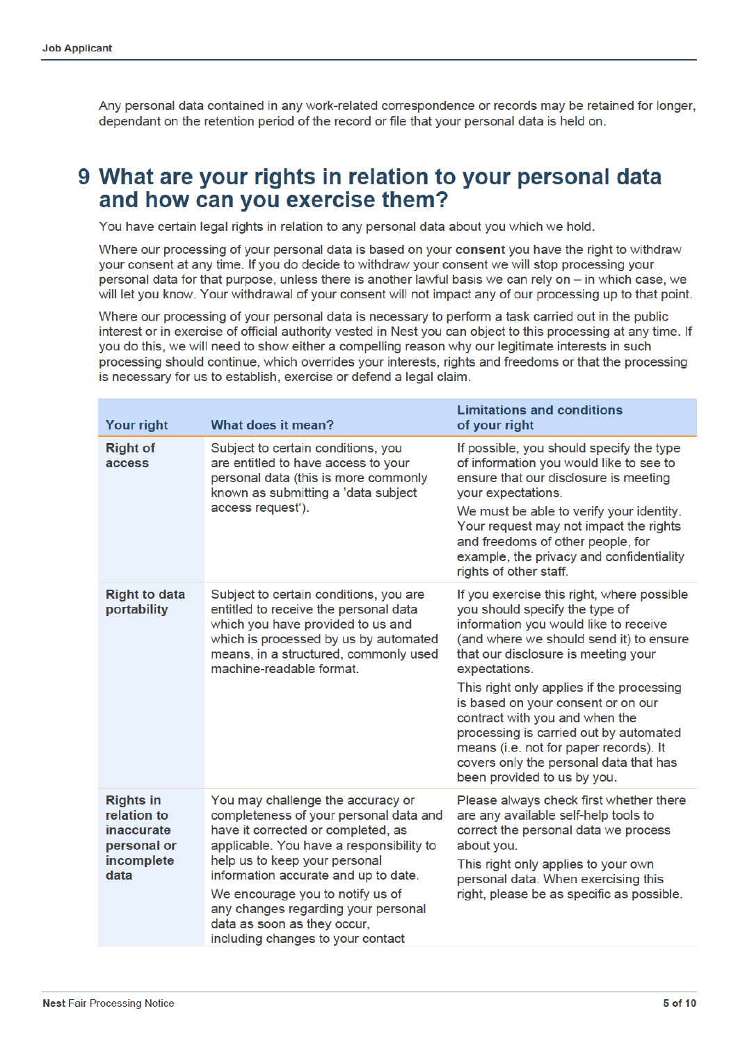Any personal data contained in any work-related correspondence or records may be retained for longer, dependant on the retention period of the record or file that your personal data is held on.

# 9 What are your rights in relation to your personal data and how can you exercise them?

You have certain legal rights in relation to any personal data about you which we hold.

Where our processing of your personal data is based on your **consent** you have the right to withdraw your consent at any time. If you do decide to withdraw your consent we will stop processing your personal data for that purpose, unless there is another lawful basis we can rely on – in which case, we will let you know. Your withdrawal of your consent will not impact any of our processing up to that point.

Where our processing of your personal data is necessary to perform a task carried out in the public interest or in exercise of official authority vested in Nest you can object to this processing at any time. If you do this, we will need to show either a compelling reason why our legitimate interests in such processing should continue, which overrides your interests, rights and freedoms or that the processing is necessary for us to establish, exercise or defend a legal claim.

| Your right | What does it mean? | Limitations and conditions of your right |
|---|---|---|
| **Right of access** | Subject to certain conditions, you are entitled to have access to your personal data (this is more commonly known as submitting a 'data subject access request'). | If possible, you should specify the type of information you would like to see to ensure that our disclosure is meeting your expectations.<br><br>We must be able to verify your identity. Your request may not impact the rights and freedoms of other people, for example, the privacy and confidentiality rights of other staff. |
| **Right to data portability** | Subject to certain conditions, you are entitled to receive the personal data which you have provided to us and which is processed by us by automated means, in a structured, commonly used machine-readable format. | If you exercise this right, where possible you should specify the type of information you would like to receive (and where we should send it) to ensure that our disclosure is meeting your expectations.<br><br>This right only applies if the processing is based on your consent or on our contract with you and when the processing is carried out by automated means (i.e. not for paper records). It covers only the personal data that has been provided to us by you. |
| **Rights in relation to inaccurate personal or incomplete data** | You may challenge the accuracy or completeness of your personal data and have it corrected or completed, as applicable. You have a responsibility to help us to keep your personal information accurate and up to date.<br><br>We encourage you to notify us of any changes regarding your personal data as soon as they occur, including changes to your contact | Please always check first whether there are any available self-help tools to correct the personal data we process about you.<br><br>This right only applies to your own personal data. When exercising this right, please be as specific as possible. |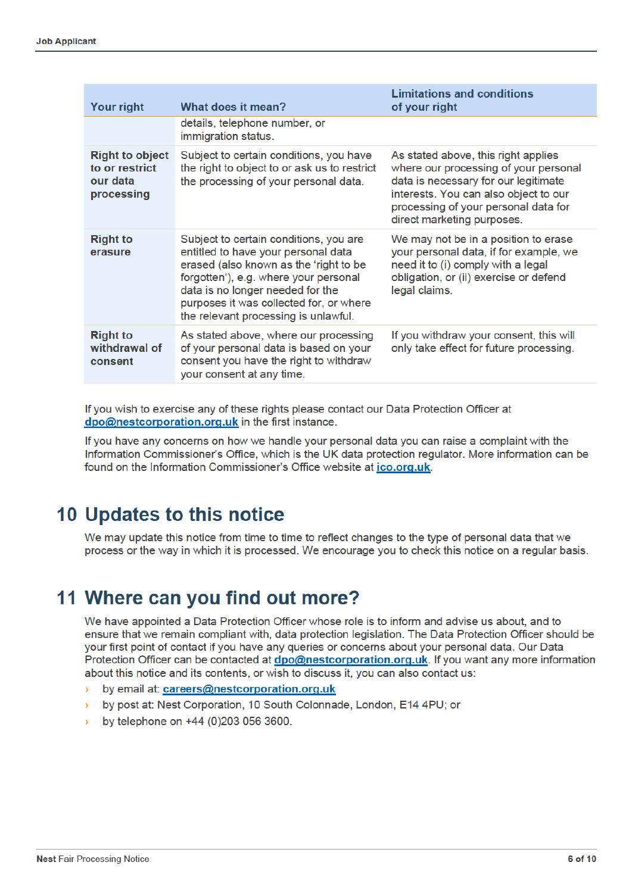| Your right | What does it mean? | Limitations and conditions of your right |
|---|---|---|
| | details, telephone number, or immigration status. | |
| **Right to object to or restrict our data processing** | Subject to certain conditions, you have the right to object to or ask us to restrict the processing of your personal data. | As stated above, this right applies where our processing of your personal data is necessary for our legitimate interests. You can also object to our processing of your personal data for direct marketing purposes. |
| **Right to erasure** | Subject to certain conditions, you are entitled to have your personal data erased (also known as the 'right to be forgotten'), e.g. where your personal data is no longer needed for the purposes it was collected for, or where the relevant processing is unlawful. | We may not be in a position to erase your personal data, if for example, we need it to (i) comply with a legal obligation, or (ii) exercise or defend legal claims. |
| **Right to withdrawal of consent** | As stated above, where our processing of your personal data is based on your consent you have the right to withdraw your consent at any time. | If you withdraw your consent, this will only take effect for future processing. |

If you wish to exercise any of these rights please contact our Data Protection Officer at dpo@nestcorporation.org.uk in the first instance.

If you have any concerns on how we handle your personal data you can raise a complaint with the Information Commissioner's Office, which is the UK data protection regulator. More information can be found on the Information Commissioner's Office website at ico.org.uk.

# 10 Updates to this notice

We may update this notice from time to time to reflect changes to the type of personal data that we process or the way in which it is processed. We encourage you to check this notice on a regular basis.

# 11 Where can you find out more?

We have appointed a Data Protection Officer whose role is to inform and advise us about, and to ensure that we remain compliant with, data protection legislation. The Data Protection Officer should be your first point of contact if you have any queries or concerns about your personal data. Our Data Protection Officer can be contacted at dpo@nestcorporation.org.uk. If you want any more information about this notice and its contents, or wish to discuss it, you can also contact us:

- by email at: careers@nestcorporation.org.uk
- by post at: Nest Corporation, 10 South Colonnade, London, E14 4PU; or
- by telephone on +44 (0)203 056 3600.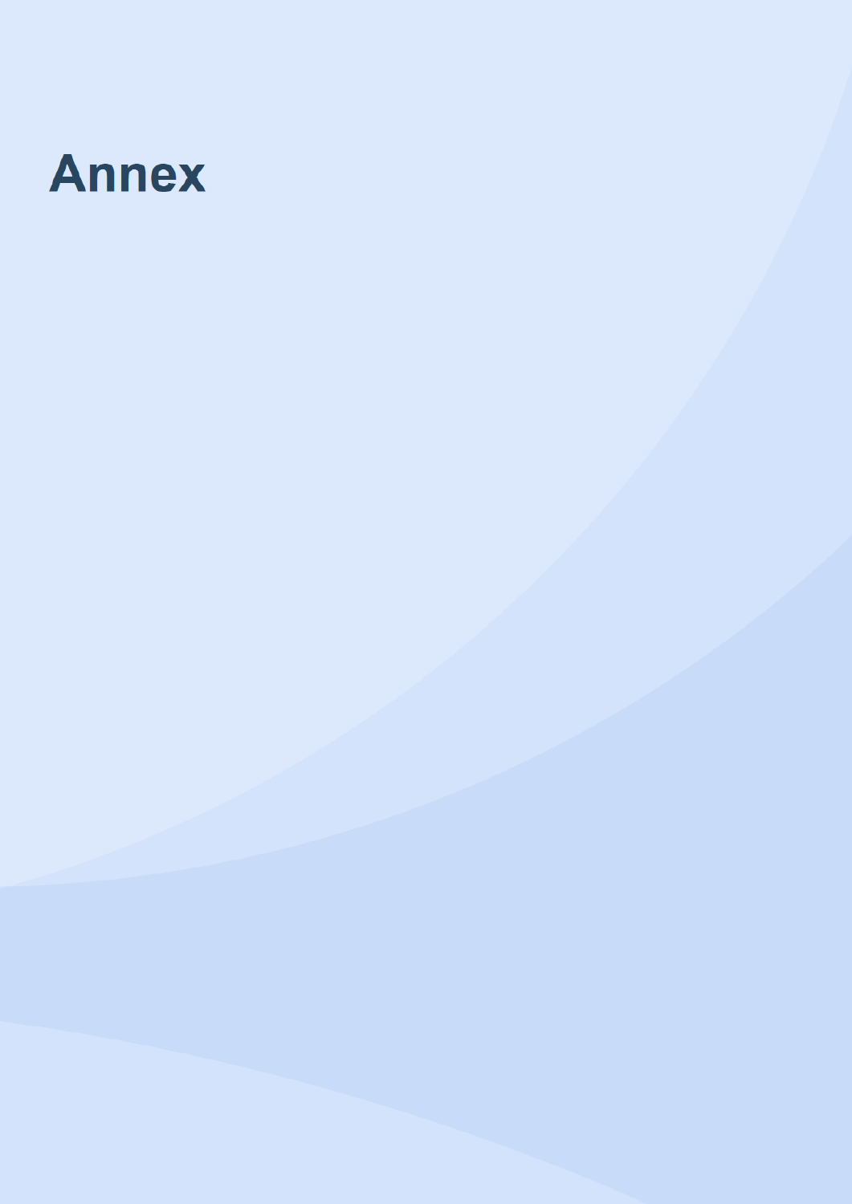# Annex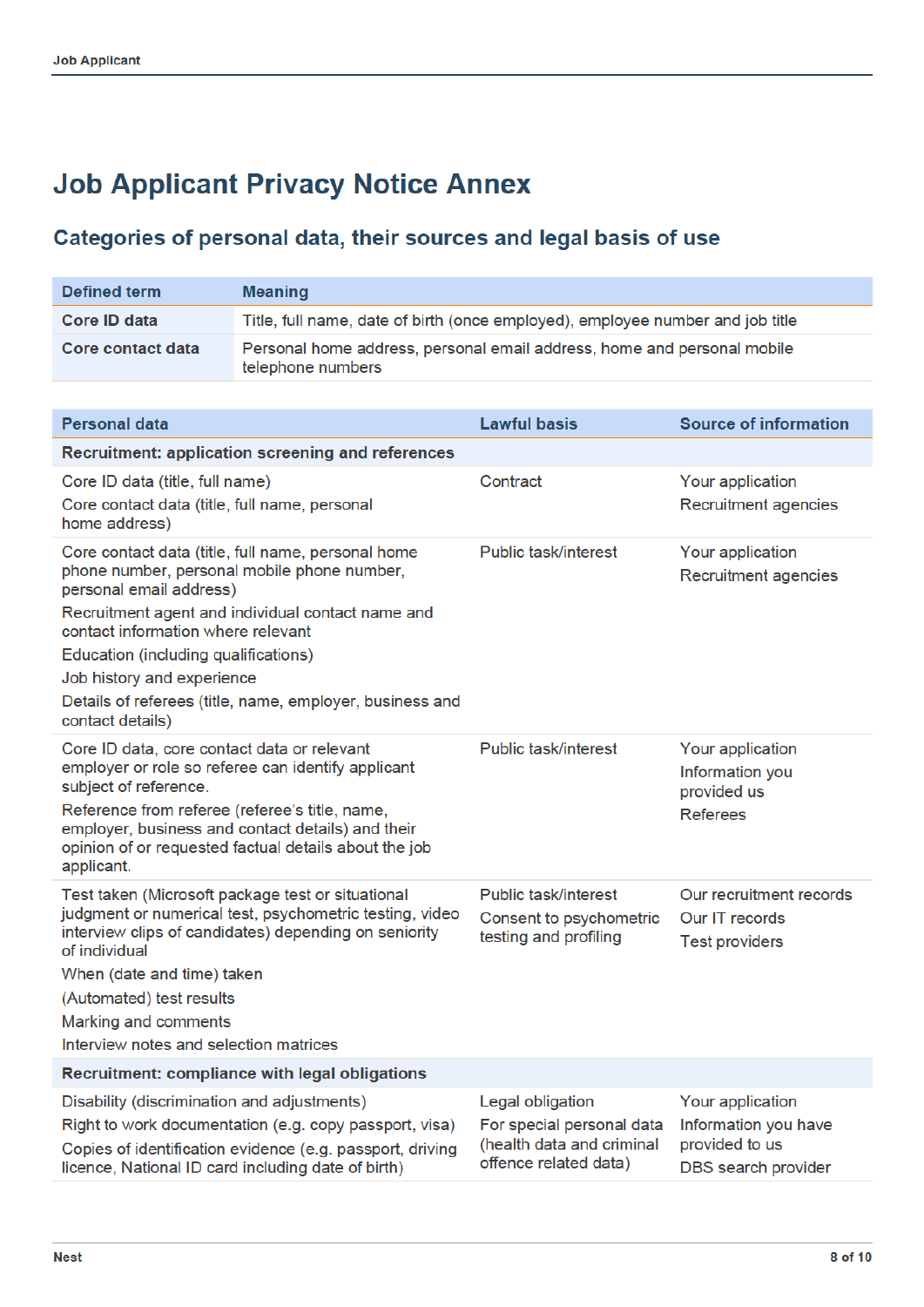# Job Applicant Privacy Notice Annex

## Categories of personal data, their sources and legal basis of use

| Defined term | Meaning |
|---|---|
| **Core ID data** | Title, full name, date of birth (once employed), employee number and job title |
| **Core contact data** | Personal home address, personal email address, home and personal mobile telephone numbers |

| Personal data | Lawful basis | Source of information |
|---|---|---|
| **Recruitment: application screening and references** | | |
| Core ID data (title, full name)<br>Core contact data (title, full name, personal home address) | Contract | Your application<br>Recruitment agencies |
| Core contact data (title, full name, personal home phone number, personal mobile phone number, personal email address)<br>Recruitment agent and individual contact name and contact information where relevant<br>Education (including qualifications)<br>Job history and experience<br>Details of referees (title, name, employer, business and contact details) | Public task/interest | Your application<br>Recruitment agencies |
| Core ID data, core contact data or relevant employer or role so referee can identify applicant subject of reference.<br>Reference from referee (referee's title, name, employer, business and contact details) and their opinion of or requested factual details about the job applicant. | Public task/interest | Your application<br>Information you provided us<br>Referees |
| Test taken (Microsoft package test or situational judgment or numerical test, psychometric testing, video interview clips of candidates) depending on seniority of individual<br>When (date and time) taken<br>(Automated) test results<br>Marking and comments<br>Interview notes and selection matrices | Public task/interest<br>Consent to psychometric testing and profiling | Our recruitment records<br>Our IT records<br>Test providers |
| **Recruitment: compliance with legal obligations** | | |
| Disability (discrimination and adjustments)<br>Right to work documentation (e.g. copy passport, visa)<br>Copies of identification evidence (e.g. passport, driving licence, National ID card including date of birth) | Legal obligation<br>For special personal data (health data and criminal offence related data) | Your application<br>Information you have provided to us<br>DBS search provider |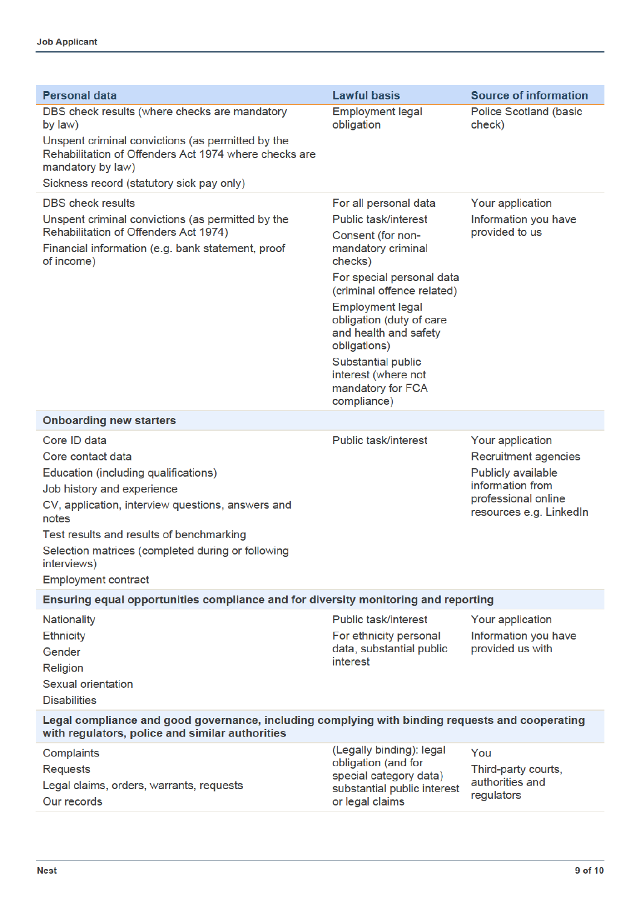| Personal data | Lawful basis | Source of information |
| --- | --- | --- |
| DBS check results (where checks are mandatory by law)<br>Unspent criminal convictions (as permitted by the Rehabilitation of Offenders Act 1974 where checks are mandatory by law)<br>Sickness record (statutory sick pay only) | Employment legal obligation | Police Scotland (basic check) |
| DBS check results<br>Unspent criminal convictions (as permitted by the Rehabilitation of Offenders Act 1974)<br>Financial information (e.g. bank statement, proof of income) | For all personal data<br>Public task/interest<br>Consent (for non-mandatory criminal checks)<br>For special personal data (criminal offence related)<br>Employment legal obligation (duty of care and health and safety obligations)<br>Substantial public interest (where not mandatory for FCA compliance) | Your application<br>Information you have provided to us |
| **Onboarding new starters** | | |
| Core ID data<br>Core contact data<br>Education (including qualifications)<br>Job history and experience<br>CV, application, interview questions, answers and notes<br>Test results and results of benchmarking<br>Selection matrices (completed during or following interviews)<br>Employment contract | Public task/interest | Your application<br>Recruitment agencies<br>Publicly available information from professional online resources e.g. LinkedIn |
| **Ensuring equal opportunities compliance and for diversity monitoring and reporting** | | |
| Nationality<br>Ethnicity<br>Gender<br>Religion<br>Sexual orientation<br>Disabilities | Public task/interest<br>For ethnicity personal data, substantial public interest | Your application<br>Information you have provided us with |
| **Legal compliance and good governance, including complying with binding requests and cooperating with regulators, police and similar authorities** | | |
| Complaints<br>Requests<br>Legal claims, orders, warrants, requests<br>Our records | (Legally binding): legal obligation (and for special category data) substantial public interest or legal claims | You<br>Third-party courts, authorities and regulators |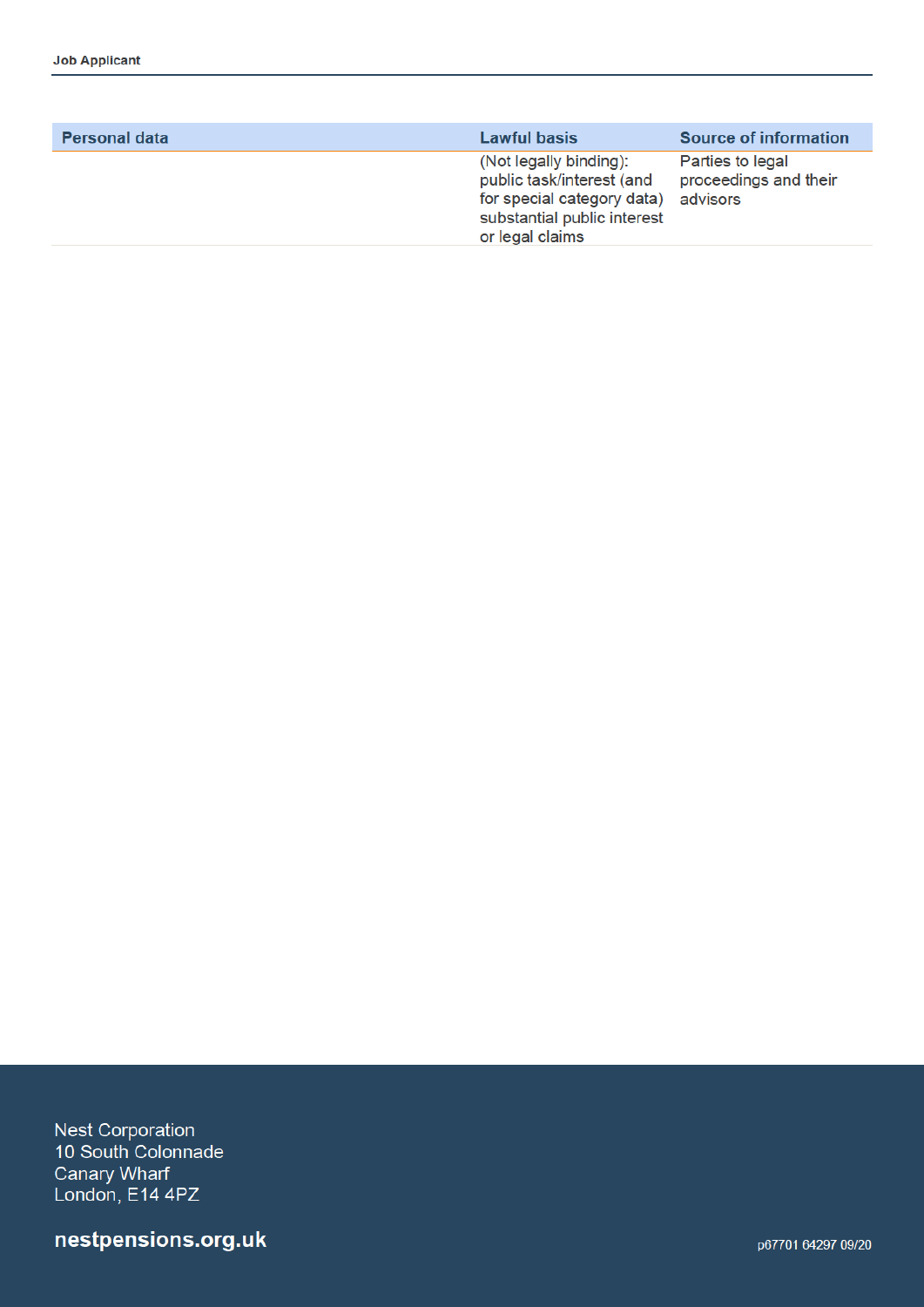| Personal data | Lawful basis | Source of information |
|---|---|---|
| | (Not legally binding): public task/interest (and for special category data) substantial public interest or legal claims | Parties to legal proceedings and their advisors |

Nest Corporation
10 South Colonnade
Canary Wharf
London, E14 4PZ

**nestpensions.org.uk**

p67701 64297 09/20